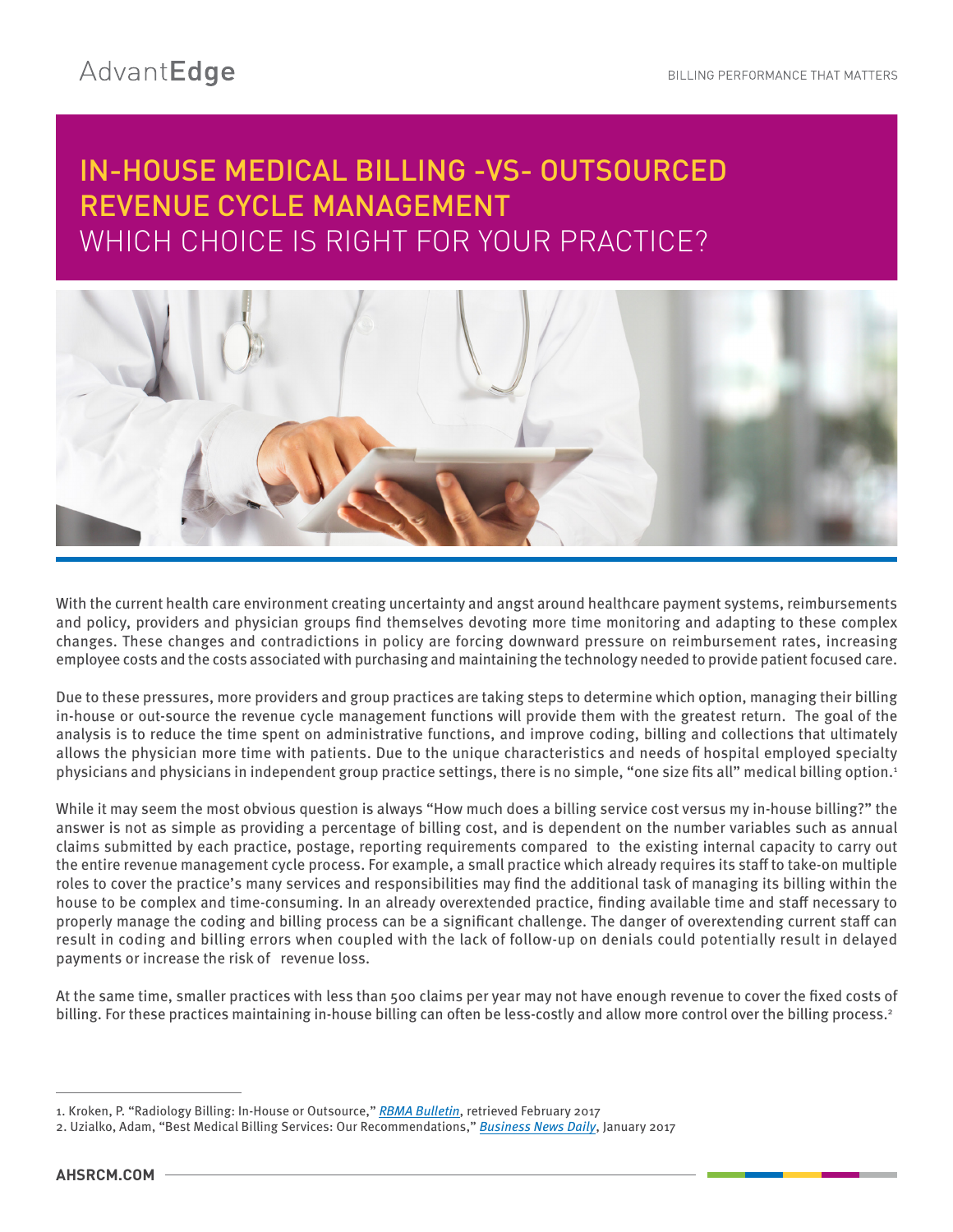# IN-HOUSE MEDICAL BILLING -VS- OUTSOURCED REVENUE CYCLE MANAGEMENT

## WHICH CHOICE IS RIGHT FOR YOUR PRACTICE?

With the current health care environment creating uncertainty and angst around healthcare payment systems, reimbursements and policy, providers and physician groups find themselves devoting more time monitoring and adapting to these complex changes. These changes and contradictions in policy are forcing downward pressure on reimbursement rates, increasing employee costs and the costs associated with purchasing and maintaining the technology needed to provide patient focused care.

Due to these pressures, more providers and group practices are taking steps to determine which option, managing their billing in-house or out-source the revenue cycle management functions will provide them with the greatest return. The goal of the analysis is to reduce the time spent on administrative functions, and improve coding, billing and collections that ultimately allows the physician more time with patients. Due to the unique characteristics and needs of hospital employed specialty physicians and physicians in independent group practice settings, there is no simple, "one size fits all" medical billing option.[1]

While it may seem the most obvious question is always "How much does a billing service cost versus my in-house billing?" the answer is not as simple as providing a percentage of billing cost, and is dependent on the number variables such as annual claims submitted by each practice, postage, reporting requirements compared to the existing internal capacity to carry out the entire revenue management cycle process. For example, a small practice which already requires its staff to take-on multiple roles to cover the practice's many services and responsibilities may find the additional task of managing its billing within the house to be complex and time-consuming. In an already overextended practice, finding available time and staff necessary to properly manage the coding and billing process can be a significant challenge. The danger of overextending current staff can result in coding and billing errors when coupled with the lack of follow-up on denials could potentially result in delayed payments or increase the risk of revenue loss.

At the same time, smaller practices with less than 500 claims per year may not have enough revenue to cover the fixed costs of billing. For these practices maintaining in-house billing can often be less-costly and allow more control over the billing process.[2]

---

1. Kroken, P. "Radiology Billing: In-House or Outsource," *RBMA Bulletin*, retrieved February 2017
2. Uzialko, Adam, "Best Medical Billing Services: Our Recommendations," *Business News Daily*, January 2017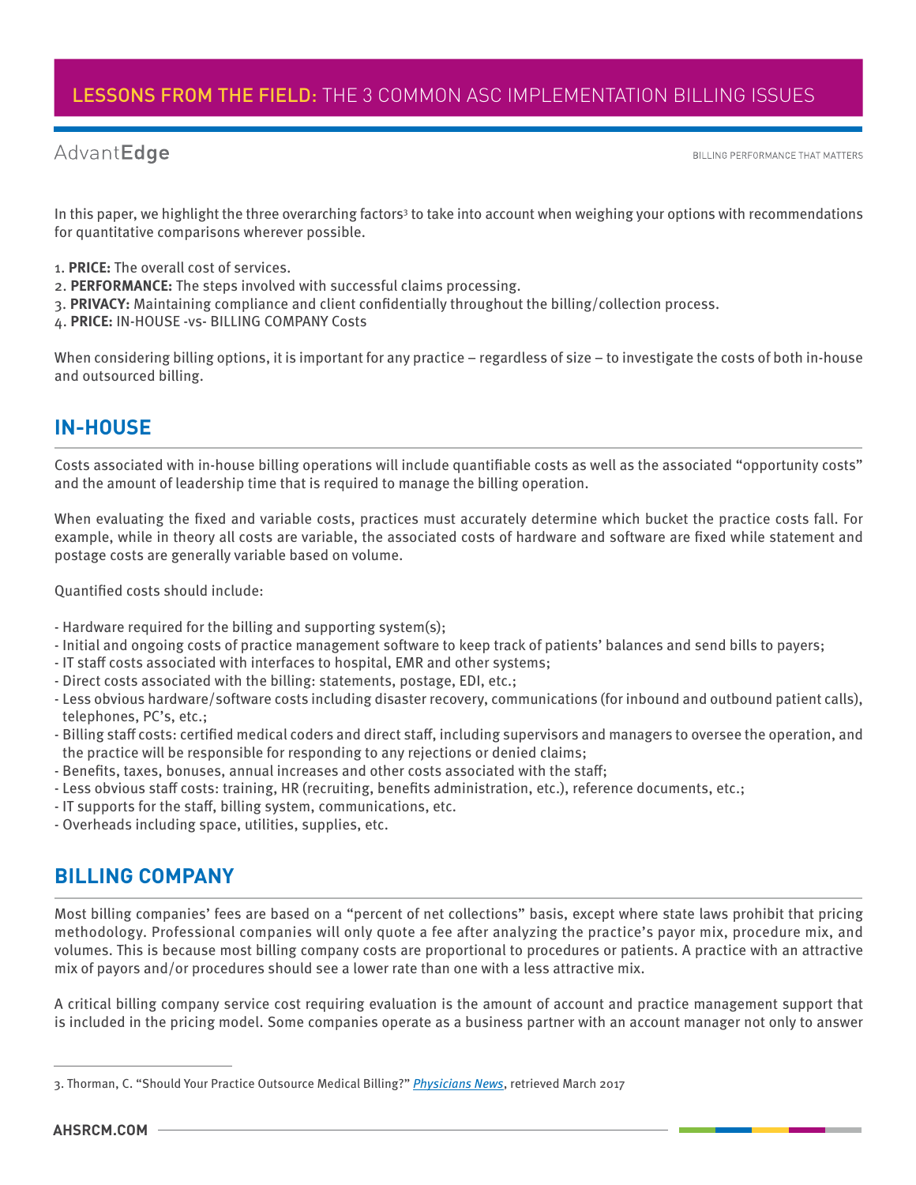In this paper, we highlight the three overarching factors[3] to take into account when weighing your options with recommendations for quantitative comparisons wherever possible.

1. **PRICE:** The overall cost of services.
2. **PERFORMANCE:** The steps involved with successful claims processing.
3. **PRIVACY:** Maintaining compliance and client confidentially throughout the billing/collection process.
4. **PRICE:** IN-HOUSE -vs- BILLING COMPANY Costs

When considering billing options, it is important for any practice – regardless of size – to investigate the costs of both in-house and outsourced billing.

## IN-HOUSE

Costs associated with in-house billing operations will include quantifiable costs as well as the associated "opportunity costs" and the amount of leadership time that is required to manage the billing operation.

When evaluating the fixed and variable costs, practices must accurately determine which bucket the practice costs fall. For example, while in theory all costs are variable, the associated costs of hardware and software are fixed while statement and postage costs are generally variable based on volume.

Quantified costs should include:

- Hardware required for the billing and supporting system(s);
- Initial and ongoing costs of practice management software to keep track of patients' balances and send bills to payers;
- IT staff costs associated with interfaces to hospital, EMR and other systems;
- Direct costs associated with the billing: statements, postage, EDI, etc.;
- Less obvious hardware/software costs including disaster recovery, communications (for inbound and outbound patient calls), telephones, PC's, etc.;
- Billing staff costs: certified medical coders and direct staff, including supervisors and managers to oversee the operation, and the practice will be responsible for responding to any rejections or denied claims;
- Benefits, taxes, bonuses, annual increases and other costs associated with the staff;
- Less obvious staff costs: training, HR (recruiting, benefits administration, etc.), reference documents, etc.;
- IT supports for the staff, billing system, communications, etc.
- Overheads including space, utilities, supplies, etc.

## BILLING COMPANY

Most billing companies' fees are based on a "percent of net collections" basis, except where state laws prohibit that pricing methodology. Professional companies will only quote a fee after analyzing the practice's payor mix, procedure mix, and volumes. This is because most billing company costs are proportional to procedures or patients. A practice with an attractive mix of payors and/or procedures should see a lower rate than one with a less attractive mix.

A critical billing company service cost requiring evaluation is the amount of account and practice management support that is included in the pricing model. Some companies operate as a business partner with an account manager not only to answer

3. Thorman, C. "Should Your Practice Outsource Medical Billing?" *Physicians News*, retrieved March 2017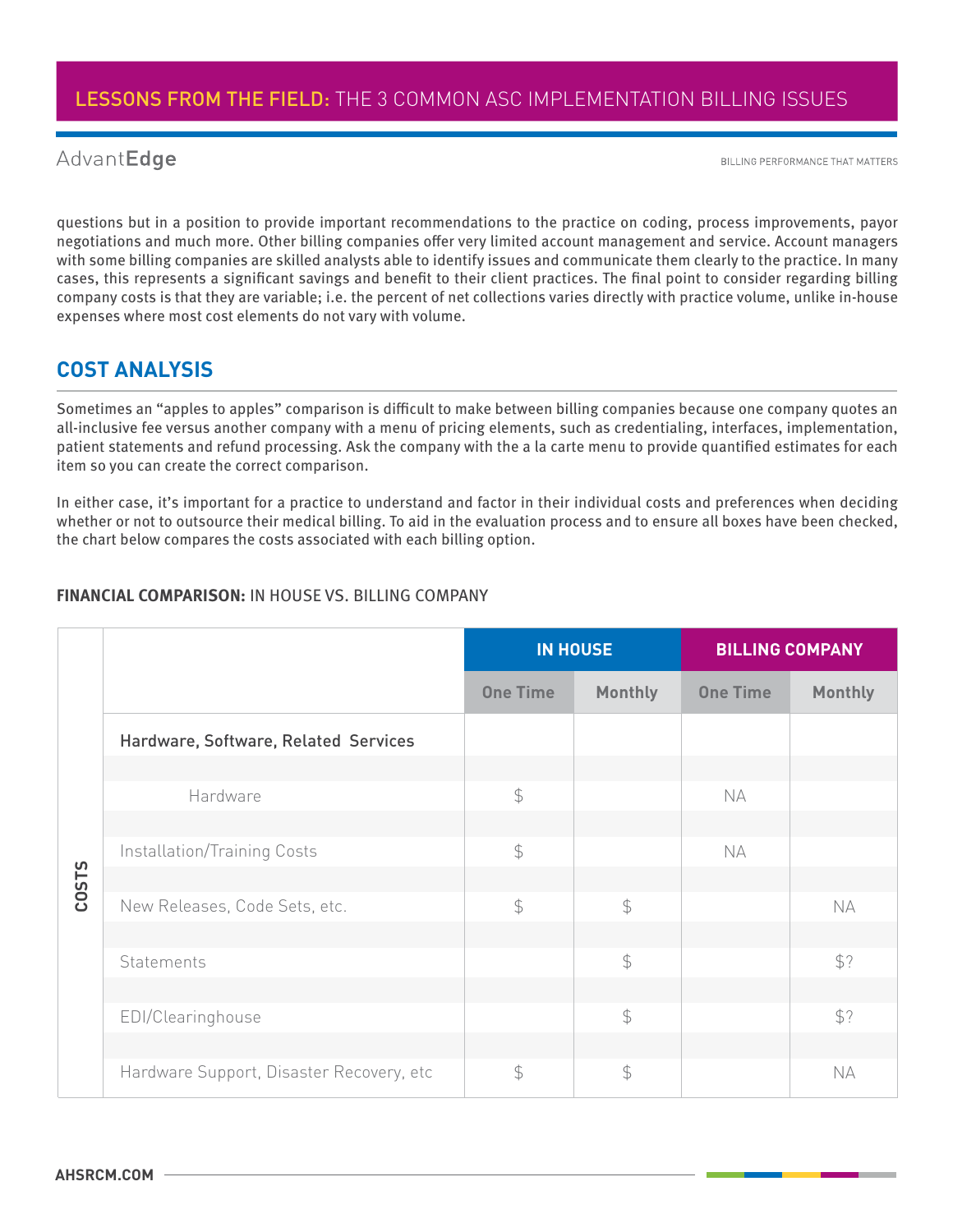questions but in a position to provide important recommendations to the practice on coding, process improvements, payor negotiations and much more. Other billing companies offer very limited account management and service. Account managers with some billing companies are skilled analysts able to identify issues and communicate them clearly to the practice. In many cases, this represents a significant savings and benefit to their client practices. The final point to consider regarding billing company costs is that they are variable; i.e. the percent of net collections varies directly with practice volume, unlike in-house expenses where most cost elements do not vary with volume.

## COST ANALYSIS

Sometimes an "apples to apples" comparison is difficult to make between billing companies because one company quotes an all-inclusive fee versus another company with a menu of pricing elements, such as credentialing, interfaces, implementation, patient statements and refund processing. Ask the company with the a la carte menu to provide quantified estimates for each item so you can create the correct comparison.

In either case, it's important for a practice to understand and factor in their individual costs and preferences when deciding whether or not to outsource their medical billing. To aid in the evaluation process and to ensure all boxes have been checked, the chart below compares the costs associated with each billing option.

**FINANCIAL COMPARISON:** IN HOUSE VS. BILLING COMPANY

| | | IN HOUSE | | BILLING COMPANY | |
|---|---|---|---|---|---|
| | | One Time | Monthly | One Time | Monthly |
| COSTS | **Hardware, Software, Related Services** | | | | |
| | Hardware | $ | | NA | |
| | Installation/Training Costs | $ | | NA | |
| | New Releases, Code Sets, etc. | $ | $ | | NA |
| | Statements | | $ | | $? |
| | EDI/Clearinghouse | | $ | | $? |
| | Hardware Support, Disaster Recovery, etc | $ | $ | | NA |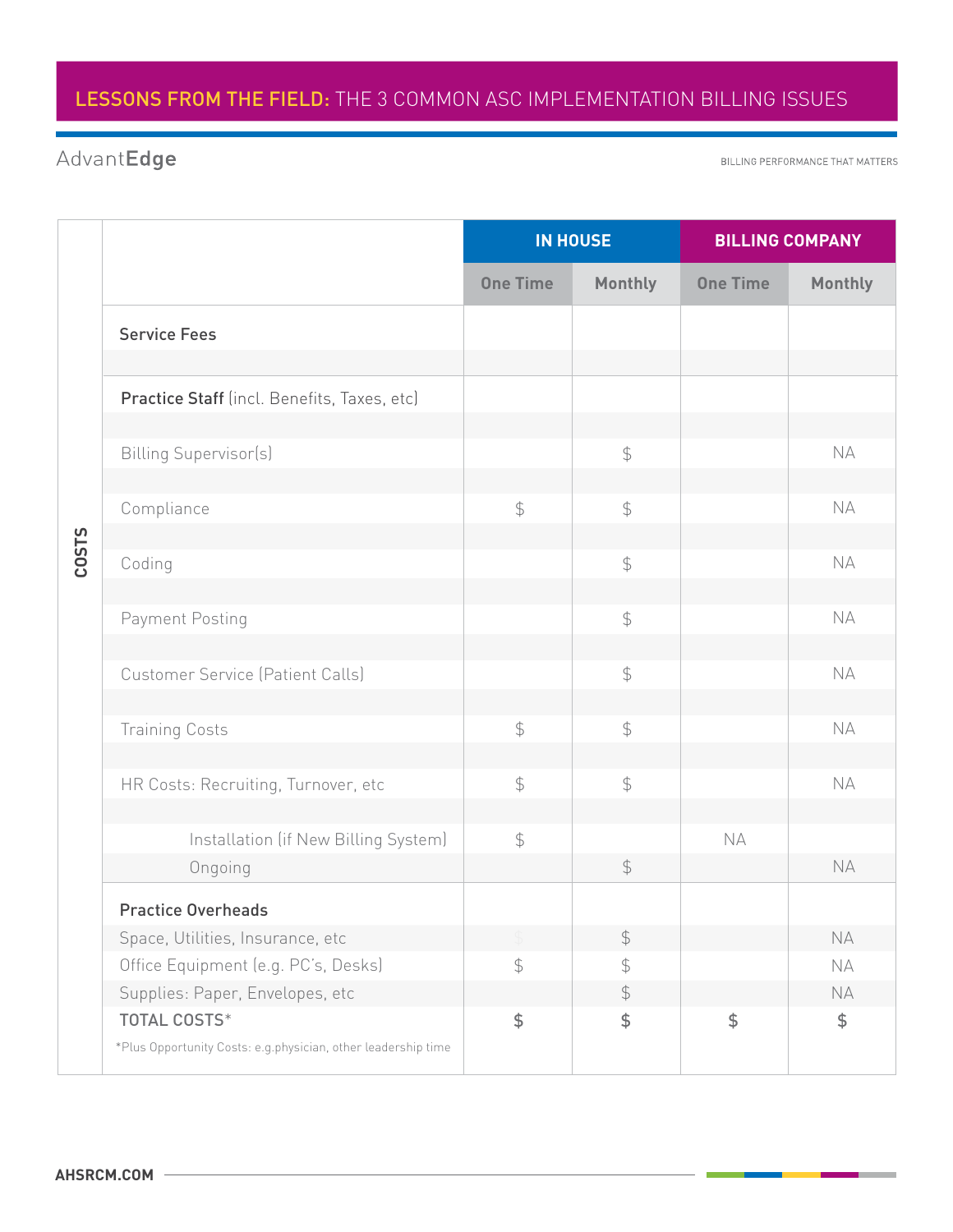| COSTS | IN HOUSE | | BILLING COMPANY | |
|---|---|---|---|---|
| | One Time | Monthly | One Time | Monthly |
| **Service Fees** | | | | |
| **Practice Staff** (incl. Benefits, Taxes, etc) | | | | |
| Billing Supervisor(s) | | $ | | NA |
| Compliance | $ | $ | | NA |
| Coding | | $ | | NA |
| Payment Posting | | $ | | NA |
| Customer Service (Patient Calls) | | $ | | NA |
| Training Costs | $ | $ | | NA |
| HR Costs: Recruiting, Turnover, etc | $ | $ | | NA |
| Installation (if New Billing System) | $ | | NA | |
| Ongoing | | $ | | NA |
| **Practice Overheads** | | | | |
| Space, Utilities, Insurance, etc | $ | $ | | NA |
| Office Equipment (e.g. PC's, Desks) | $ | $ | | NA |
| Supplies: Paper, Envelopes, etc | | $ | | NA |
| TOTAL COSTS* | **$** | **$** | **$** | **$** |

*Plus Opportunity Costs: e.g.physician, other leadership time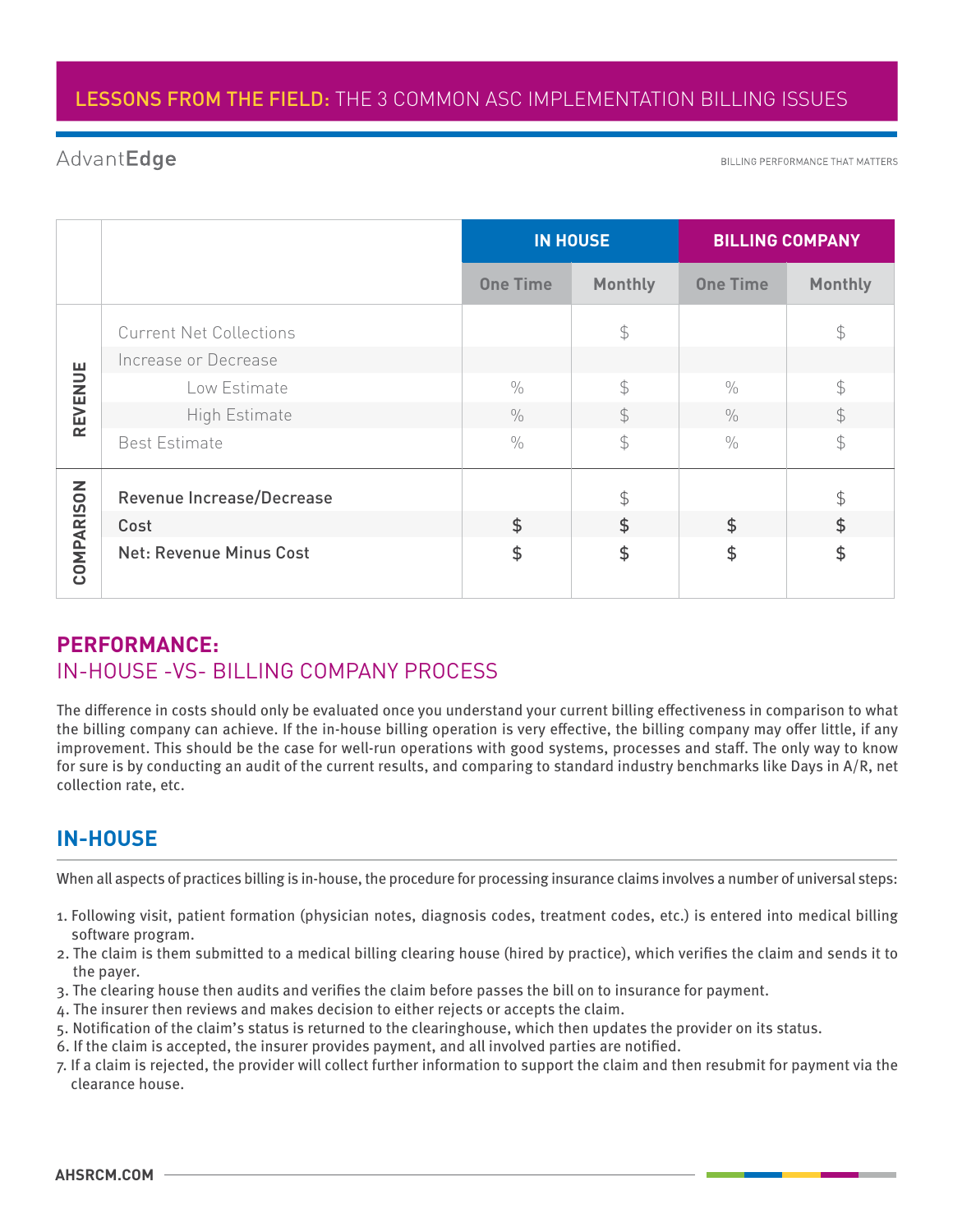# LESSONS FROM THE FIELD: THE 3 COMMON ASC IMPLEMENTATION BILLING ISSUES

AdvantEdge

BILLING PERFORMANCE THAT MATTERS

| | | IN HOUSE | | BILLING COMPANY | |
|---|---|---|---|---|---|
| | | One Time | Monthly | One Time | Monthly |
| REVENUE | Current Net Collections | | $ | | $ |
| | Increase or Decrease | | | | |
| | Low Estimate | % | $ | % | $ |
| | High Estimate | % | $ | % | $ |
| | Best Estimate | % | $ | % | $ |
| COMPARISON | **Revenue Increase/Decrease** | | $ | | $ |
| | **Cost** | **$** | **$** | **$** | **$** |
| | **Net: Revenue Minus Cost** | **$** | **$** | **$** | **$** |

## PERFORMANCE:
## IN-HOUSE -VS- BILLING COMPANY PROCESS

The difference in costs should only be evaluated once you understand your current billing effectiveness in comparison to what the billing company can achieve. If the in-house billing operation is very effective, the billing company may offer little, if any improvement. This should be the case for well-run operations with good systems, processes and staff. The only way to know for sure is by conducting an audit of the current results, and comparing to standard industry benchmarks like Days in A/R, net collection rate, etc.

## IN-HOUSE

When all aspects of practices billing is in-house, the procedure for processing insurance claims involves a number of universal steps:

1. Following visit, patient formation (physician notes, diagnosis codes, treatment codes, etc.) is entered into medical billing software program.
2. The claim is them submitted to a medical billing clearing house (hired by practice), which verifies the claim and sends it to the payer.
3. The clearing house then audits and verifies the claim before passes the bill on to insurance for payment.
4. The insurer then reviews and makes decision to either rejects or accepts the claim.
5. Notification of the claim's status is returned to the clearinghouse, which then updates the provider on its status.
6. If the claim is accepted, the insurer provides payment, and all involved parties are notified.
7. If a claim is rejected, the provider will collect further information to support the claim and then resubmit for payment via the clearance house.

AHSRCM.COM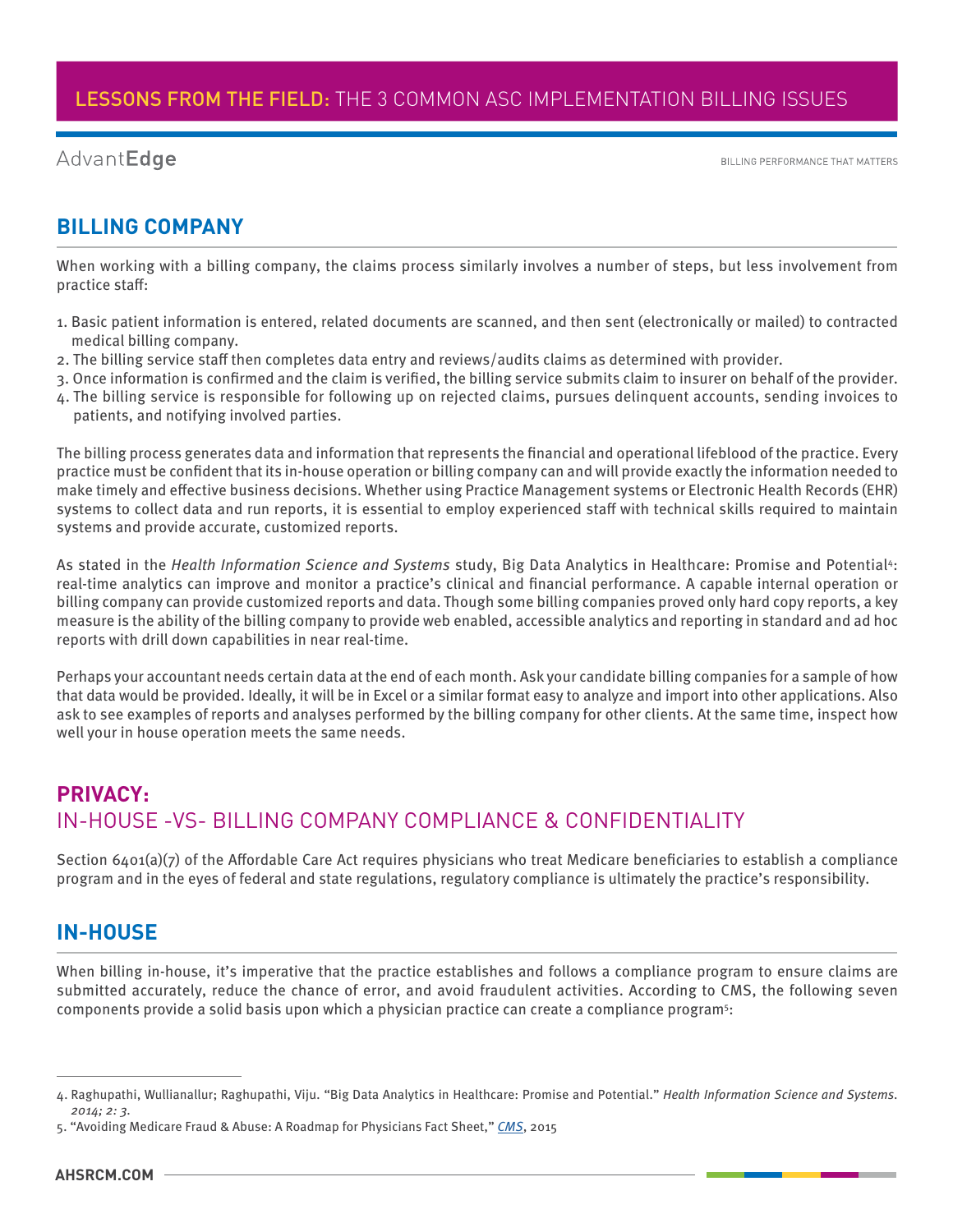## BILLING COMPANY

When working with a billing company, the claims process similarly involves a number of steps, but less involvement from practice staff:

1. Basic patient information is entered, related documents are scanned, and then sent (electronically or mailed) to contracted medical billing company.
2. The billing service staff then completes data entry and reviews/audits claims as determined with provider.
3. Once information is confirmed and the claim is verified, the billing service submits claim to insurer on behalf of the provider.
4. The billing service is responsible for following up on rejected claims, pursues delinquent accounts, sending invoices to patients, and notifying involved parties.

The billing process generates data and information that represents the financial and operational lifeblood of the practice. Every practice must be confident that its in-house operation or billing company can and will provide exactly the information needed to make timely and effective business decisions. Whether using Practice Management systems or Electronic Health Records (EHR) systems to collect data and run reports, it is essential to employ experienced staff with technical skills required to maintain systems and provide accurate, customized reports.

As stated in the *Health Information Science and Systems* study, Big Data Analytics in Healthcare: Promise and Potential[4]: real-time analytics can improve and monitor a practice's clinical and financial performance. A capable internal operation or billing company can provide customized reports and data. Though some billing companies proved only hard copy reports, a key measure is the ability of the billing company to provide web enabled, accessible analytics and reporting in standard and ad hoc reports with drill down capabilities in near real-time.

Perhaps your accountant needs certain data at the end of each month. Ask your candidate billing companies for a sample of how that data would be provided. Ideally, it will be in Excel or a similar format easy to analyze and import into other applications. Also ask to see examples of reports and analyses performed by the billing company for other clients. At the same time, inspect how well your in house operation meets the same needs.

## PRIVACY:
## IN-HOUSE -VS- BILLING COMPANY COMPLIANCE & CONFIDENTIALITY

Section 6401(a)(7) of the Affordable Care Act requires physicians who treat Medicare beneficiaries to establish a compliance program and in the eyes of federal and state regulations, regulatory compliance is ultimately the practice's responsibility.

## IN-HOUSE

When billing in-house, it's imperative that the practice establishes and follows a compliance program to ensure claims are submitted accurately, reduce the chance of error, and avoid fraudulent activities. According to CMS, the following seven components provide a solid basis upon which a physician practice can create a compliance program[5]:

---

4. Raghupathi, Wullianallur; Raghupathi, Viju. "Big Data Analytics in Healthcare: Promise and Potential." *Health Information Science and Systems. 2014; 2: 3.*
5. "Avoiding Medicare Fraud & Abuse: A Roadmap for Physicians Fact Sheet," *CMS*, 2015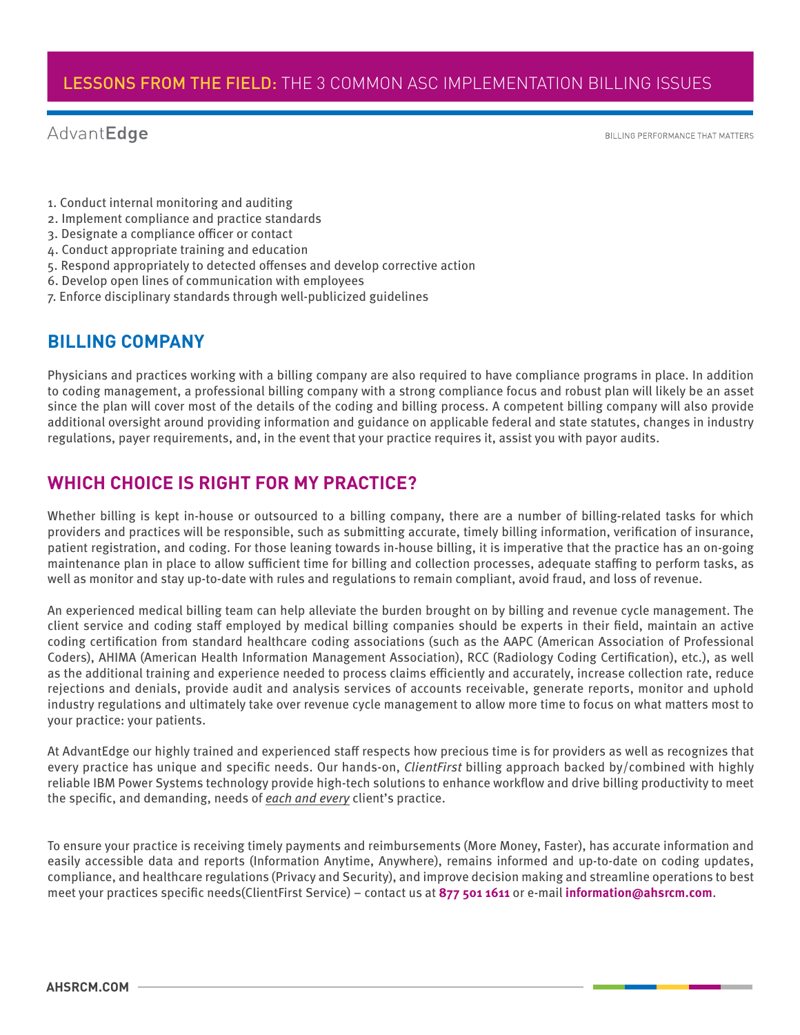1. Conduct internal monitoring and auditing
2. Implement compliance and practice standards
3. Designate a compliance officer or contact
4. Conduct appropriate training and education
5. Respond appropriately to detected offenses and develop corrective action
6. Develop open lines of communication with employees
7. Enforce disciplinary standards through well-publicized guidelines

## BILLING COMPANY

Physicians and practices working with a billing company are also required to have compliance programs in place. In addition to coding management, a professional billing company with a strong compliance focus and robust plan will likely be an asset since the plan will cover most of the details of the coding and billing process. A competent billing company will also provide additional oversight around providing information and guidance on applicable federal and state statutes, changes in industry regulations, payer requirements, and, in the event that your practice requires it, assist you with payor audits.

## WHICH CHOICE IS RIGHT FOR MY PRACTICE?

Whether billing is kept in-house or outsourced to a billing company, there are a number of billing-related tasks for which providers and practices will be responsible, such as submitting accurate, timely billing information, verification of insurance, patient registration, and coding. For those leaning towards in-house billing, it is imperative that the practice has an on-going maintenance plan in place to allow sufficient time for billing and collection processes, adequate staffing to perform tasks, as well as monitor and stay up-to-date with rules and regulations to remain compliant, avoid fraud, and loss of revenue.

An experienced medical billing team can help alleviate the burden brought on by billing and revenue cycle management. The client service and coding staff employed by medical billing companies should be experts in their field, maintain an active coding certification from standard healthcare coding associations (such as the AAPC (American Association of Professional Coders), AHIMA (American Health Information Management Association), RCC (Radiology Coding Certification), etc.), as well as the additional training and experience needed to process claims efficiently and accurately, increase collection rate, reduce rejections and denials, provide audit and analysis services of accounts receivable, generate reports, monitor and uphold industry regulations and ultimately take over revenue cycle management to allow more time to focus on what matters most to your practice: your patients.

At AdvantEdge our highly trained and experienced staff respects how precious time is for providers as well as recognizes that every practice has unique and specific needs. Our hands-on, *ClientFirst* billing approach backed by/combined with highly reliable IBM Power Systems technology provide high-tech solutions to enhance workflow and drive billing productivity to meet the specific, and demanding, needs of *each and every* client's practice.

To ensure your practice is receiving timely payments and reimbursements (More Money, Faster), has accurate information and easily accessible data and reports (Information Anytime, Anywhere), remains informed and up-to-date on coding updates, compliance, and healthcare regulations (Privacy and Security), and improve decision making and streamline operations to best meet your practices specific needs(ClientFirst Service) – contact us at **877 501 1611** or e-mail **information@ahsrcm.com**.